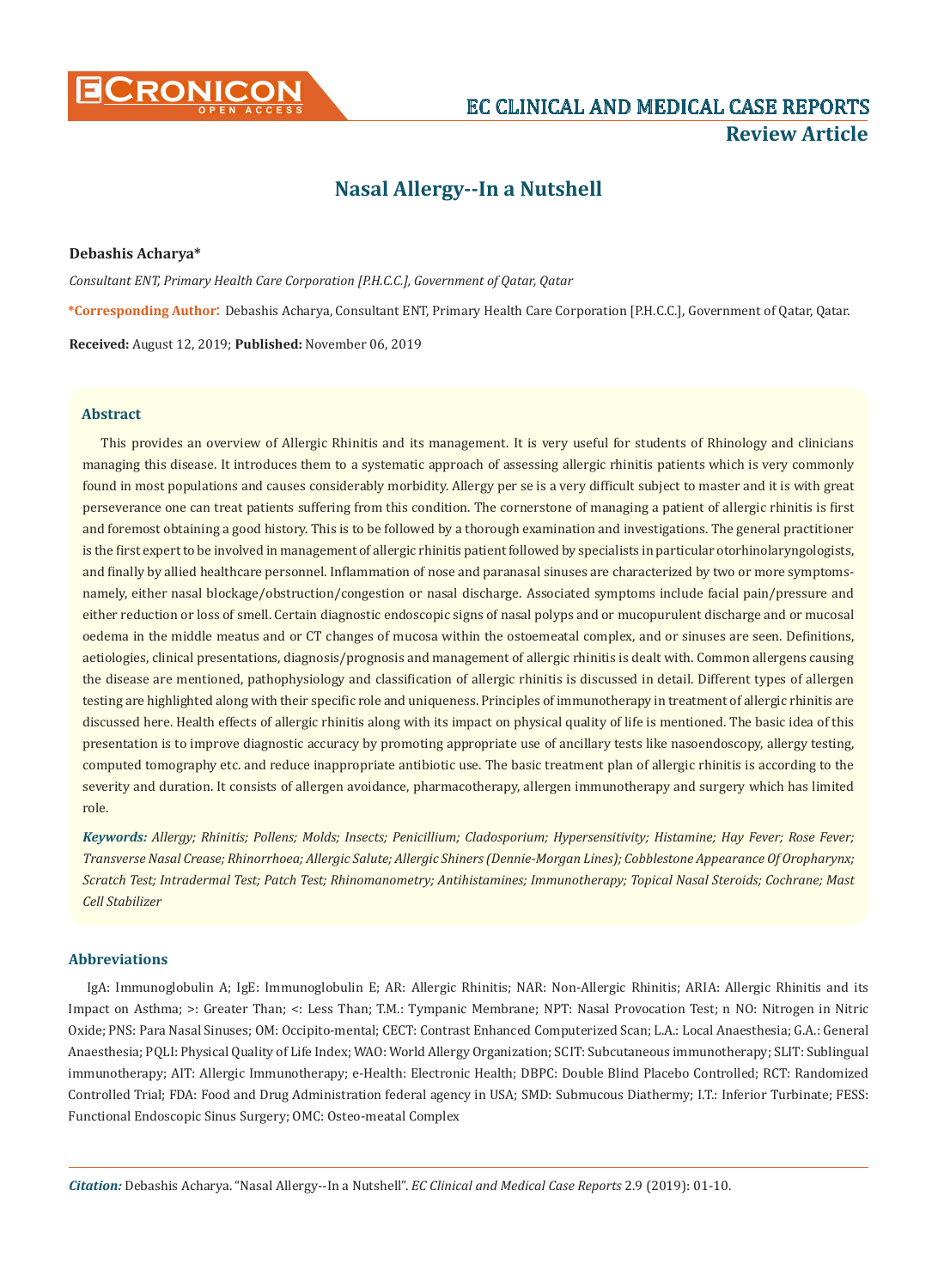# Nasal Allergy--In a Nutshell

**Debashis Acharya***

*Consultant ENT, Primary Health Care Corporation [P.H.C.C.], Government of Qatar, Qatar*

***Corresponding Author**: Debashis Acharya, Consultant ENT, Primary Health Care Corporation [P.H.C.C.], Government of Qatar, Qatar.

**Received:** August 12, 2019; **Published:** November 06, 2019

## Abstract

This provides an overview of Allergic Rhinitis and its management. It is very useful for students of Rhinology and clinicians managing this disease. It introduces them to a systematic approach of assessing allergic rhinitis patients which is very commonly found in most populations and causes considerably morbidity. Allergy per se is a very difficult subject to master and it is with great perseverance one can treat patients suffering from this condition. The cornerstone of managing a patient of allergic rhinitis is first and foremost obtaining a good history. This is to be followed by a thorough examination and investigations. The general practitioner is the first expert to be involved in management of allergic rhinitis patient followed by specialists in particular otorhinolaryngologists, and finally by allied healthcare personnel. Inflammation of nose and paranasal sinuses are characterized by two or more symptoms-namely, either nasal blockage/obstruction/congestion or nasal discharge. Associated symptoms include facial pain/pressure and either reduction or loss of smell. Certain diagnostic endoscopic signs of nasal polyps and or mucopurulent discharge and or mucosal oedema in the middle meatus and or CT changes of mucosa within the ostoemeatal complex, and or sinuses are seen. Definitions, aetiologies, clinical presentations, diagnosis/prognosis and management of allergic rhinitis is dealt with. Common allergens causing the disease are mentioned, pathophysiology and classification of allergic rhinitis is discussed in detail. Different types of allergen testing are highlighted along with their specific role and uniqueness. Principles of immunotherapy in treatment of allergic rhinitis are discussed here. Health effects of allergic rhinitis along with its impact on physical quality of life is mentioned. The basic idea of this presentation is to improve diagnostic accuracy by promoting appropriate use of ancillary tests like nasoendoscopy, allergy testing, computed tomography etc. and reduce inappropriate antibiotic use. The basic treatment plan of allergic rhinitis is according to the severity and duration. It consists of allergen avoidance, pharmacotherapy, allergen immunotherapy and surgery which has limited role.

***Keywords:*** *Allergy; Rhinitis; Pollens; Molds; Insects; Penicillium; Cladosporium; Hypersensitivity; Histamine; Hay Fever; Rose Fever; Transverse Nasal Crease; Rhinorrhoea; Allergic Salute; Allergic Shiners (Dennie-Morgan Lines); Cobblestone Appearance Of Oropharynx; Scratch Test; Intradermal Test; Patch Test; Rhinomanometry; Antihistamines; Immunotherapy; Topical Nasal Steroids; Cochrane; Mast Cell Stabilizer*

## Abbreviations

IgA: Immunoglobulin A; IgE: Immunoglobulin E; AR: Allergic Rhinitis; NAR: Non-Allergic Rhinitis; ARIA: Allergic Rhinitis and its Impact on Asthma; >: Greater Than; <: Less Than; T.M.: Tympanic Membrane; NPT: Nasal Provocation Test; n NO: Nitrogen in Nitric Oxide; PNS: Para Nasal Sinuses; OM: Occipito-mental; CECT: Contrast Enhanced Computerized Scan; L.A.: Local Anaesthesia; G.A.: General Anaesthesia; PQLI: Physical Quality of Life Index; WAO: World Allergy Organization; SCIT: Subcutaneous immunotherapy; SLIT: Sublingual immunotherapy; AIT: Allergic Immunotherapy; e-Health: Electronic Health; DBPC: Double Blind Placebo Controlled; RCT: Randomized Controlled Trial; FDA: Food and Drug Administration federal agency in USA; SMD: Submucous Diathermy; I.T.: Inferior Turbinate; FESS: Functional Endoscopic Sinus Surgery; OMC: Osteo-meatal Complex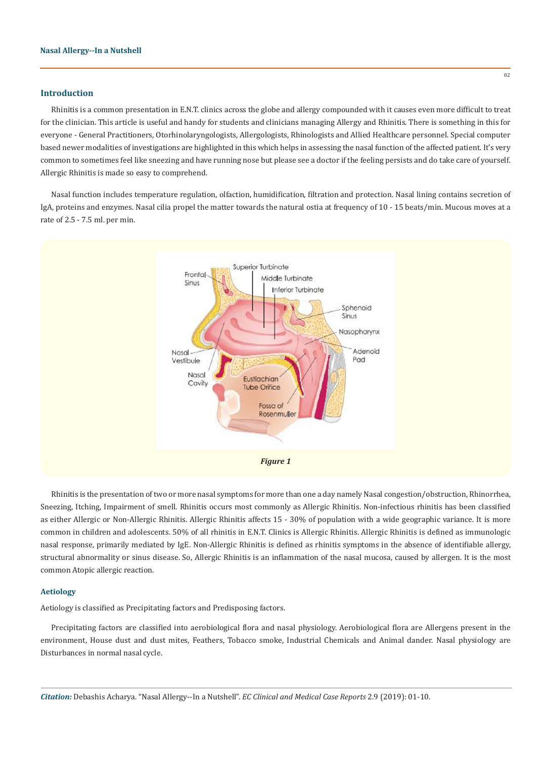## Introduction

Rhinitis is a common presentation in E.N.T. clinics across the globe and allergy compounded with it causes even more difficult to treat for the clinician. This article is useful and handy for students and clinicians managing Allergy and Rhinitis. There is something in this for everyone - General Practitioners, Otorhinolaryngologists, Allergologists, Rhinologists and Allied Healthcare personnel. Special computer based newer modalities of investigations are highlighted in this which helps in assessing the nasal function of the affected patient. It's very common to sometimes feel like sneezing and have running nose but please see a doctor if the feeling persists and do take care of yourself. Allergic Rhinitis is made so easy to comprehend.

Nasal function includes temperature regulation, olfaction, humidification, filtration and protection. Nasal lining contains secretion of IgA, proteins and enzymes. Nasal cilia propel the matter towards the natural ostia at frequency of 10 - 15 beats/min. Mucous moves at a rate of 2.5 - 7.5 ml. per min.

*Figure 1*

Rhinitis is the presentation of two or more nasal symptoms for more than one a day namely Nasal congestion/obstruction, Rhinorrhea, Sneezing, Itching, Impairment of smell. Rhinitis occurs most commonly as Allergic Rhinitis. Non-infectious rhinitis has been classified as either Allergic or Non-Allergic Rhinitis. Allergic Rhinitis affects 15 - 30% of population with a wide geographic variance. It is more common in children and adolescents. 50% of all rhinitis in E.N.T. Clinics is Allergic Rhinitis. Allergic Rhinitis is defined as immunologic nasal response, primarily mediated by IgE. Non-Allergic Rhinitis is defined as rhinitis symptoms in the absence of identifiable allergy, structural abnormality or sinus disease. So, Allergic Rhinitis is an inflammation of the nasal mucosa, caused by allergen. It is the most common Atopic allergic reaction.

### Aetiology

Aetiology is classified as Precipitating factors and Predisposing factors.

Precipitating factors are classified into aerobiological flora and nasal physiology. Aerobiological flora are Allergens present in the environment, House dust and dust mites, Feathers, Tobacco smoke, Industrial Chemicals and Animal dander. Nasal physiology are Disturbances in normal nasal cycle.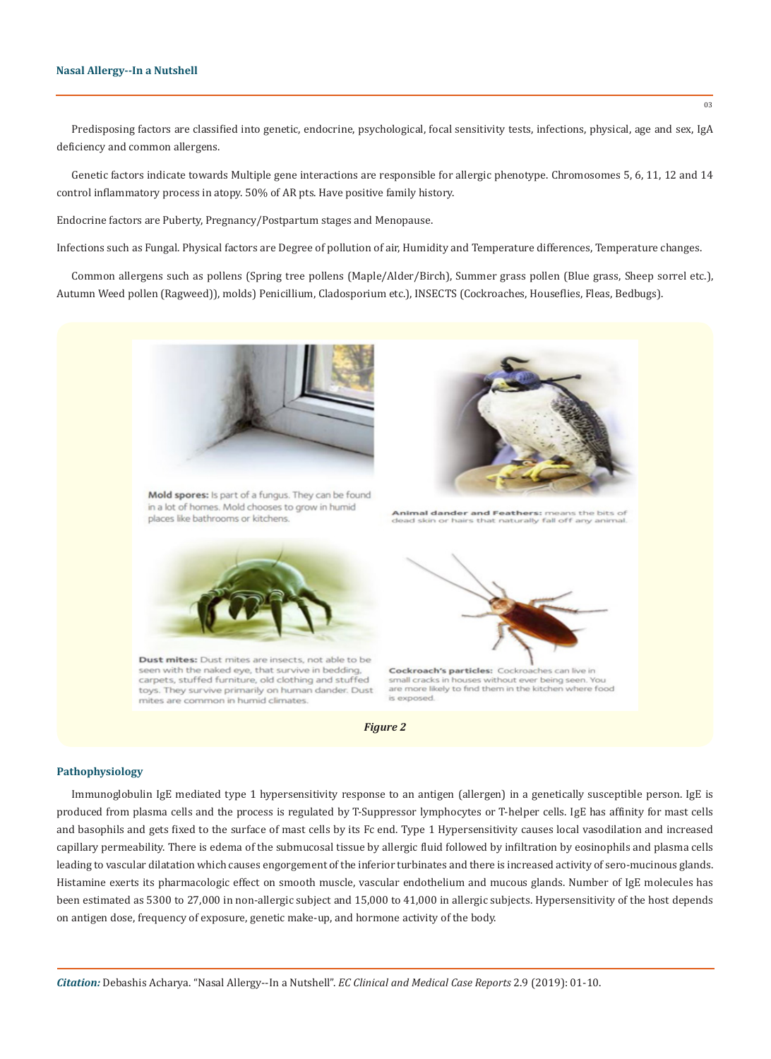Predisposing factors are classified into genetic, endocrine, psychological, focal sensitivity tests, infections, physical, age and sex, IgA deficiency and common allergens.

Genetic factors indicate towards Multiple gene interactions are responsible for allergic phenotype. Chromosomes 5, 6, 11, 12 and 14 control inflammatory process in atopy. 50% of AR pts. Have positive family history.

Endocrine factors are Puberty, Pregnancy/Postpartum stages and Menopause.

Infections such as Fungal. Physical factors are Degree of pollution of air, Humidity and Temperature differences, Temperature changes.

Common allergens such as pollens (Spring tree pollens (Maple/Alder/Birch), Summer grass pollen (Blue grass, Sheep sorrel etc.), Autumn Weed pollen (Ragweed)), molds) Penicillium, Cladosporium etc.), INSECTS (Cockroaches, Houseflies, Fleas, Bedbugs).

**Mold spores:** Is part of a fungus. They can be found in a lot of homes. Mold chooses to grow in humid places like bathrooms or kitchens.

**Animal dander and Feathers:** means the bits of dead skin or hairs that naturally fall off any animal.

**Dust mites:** Dust mites are insects, not able to be seen with the naked eye, that survive in bedding, carpets, stuffed furniture, old clothing and stuffed toys. They survive primarily on human dander. Dust mites are common in humid climates.

**Cockroach's particles:** Cockroaches can live in small cracks in houses without ever being seen. You are more likely to find them in the kitchen where food is exposed.

***Figure 2***

## Pathophysiology

Immunoglobulin IgE mediated type 1 hypersensitivity response to an antigen (allergen) in a genetically susceptible person. IgE is produced from plasma cells and the process is regulated by T-Suppressor lymphocytes or T-helper cells. IgE has affinity for mast cells and basophils and gets fixed to the surface of mast cells by its Fc end. Type 1 Hypersensitivity causes local vasodilation and increased capillary permeability. There is edema of the submucosal tissue by allergic fluid followed by infiltration by eosinophils and plasma cells leading to vascular dilatation which causes engorgement of the inferior turbinates and there is increased activity of sero-mucinous glands. Histamine exerts its pharmacologic effect on smooth muscle, vascular endothelium and mucous glands. Number of IgE molecules has been estimated as 5300 to 27,000 in non-allergic subject and 15,000 to 41,000 in allergic subjects. Hypersensitivity of the host depends on antigen dose, frequency of exposure, genetic make-up, and hormone activity of the body.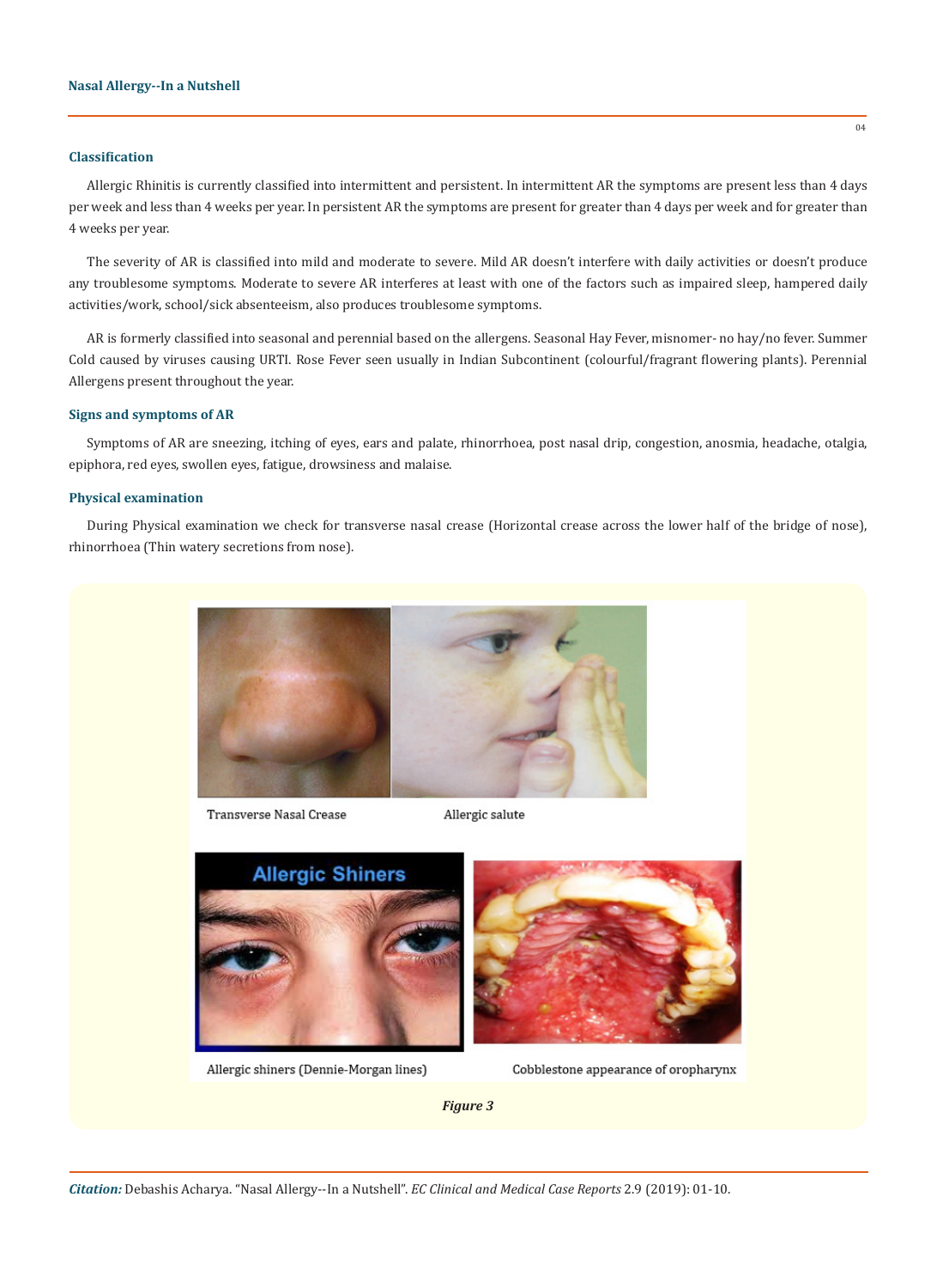## Classification

Allergic Rhinitis is currently classified into intermittent and persistent. In intermittent AR the symptoms are present less than 4 days per week and less than 4 weeks per year. In persistent AR the symptoms are present for greater than 4 days per week and for greater than 4 weeks per year.

The severity of AR is classified into mild and moderate to severe. Mild AR doesn't interfere with daily activities or doesn't produce any troublesome symptoms. Moderate to severe AR interferes at least with one of the factors such as impaired sleep, hampered daily activities/work, school/sick absenteeism, also produces troublesome symptoms.

AR is formerly classified into seasonal and perennial based on the allergens. Seasonal Hay Fever, misnomer- no hay/no fever. Summer Cold caused by viruses causing URTI. Rose Fever seen usually in Indian Subcontinent (colourful/fragrant flowering plants). Perennial Allergens present throughout the year.

## Signs and symptoms of AR

Symptoms of AR are sneezing, itching of eyes, ears and palate, rhinorrhoea, post nasal drip, congestion, anosmia, headache, otalgia, epiphora, red eyes, swollen eyes, fatigue, drowsiness and malaise.

## Physical examination

During Physical examination we check for transverse nasal crease (Horizontal crease across the lower half of the bridge of nose), rhinorrhoea (Thin watery secretions from nose).

Transverse Nasal Crease

Allergic salute

Allergic shiners (Dennie-Morgan lines)

Cobblestone appearance of oropharynx

*Figure 3*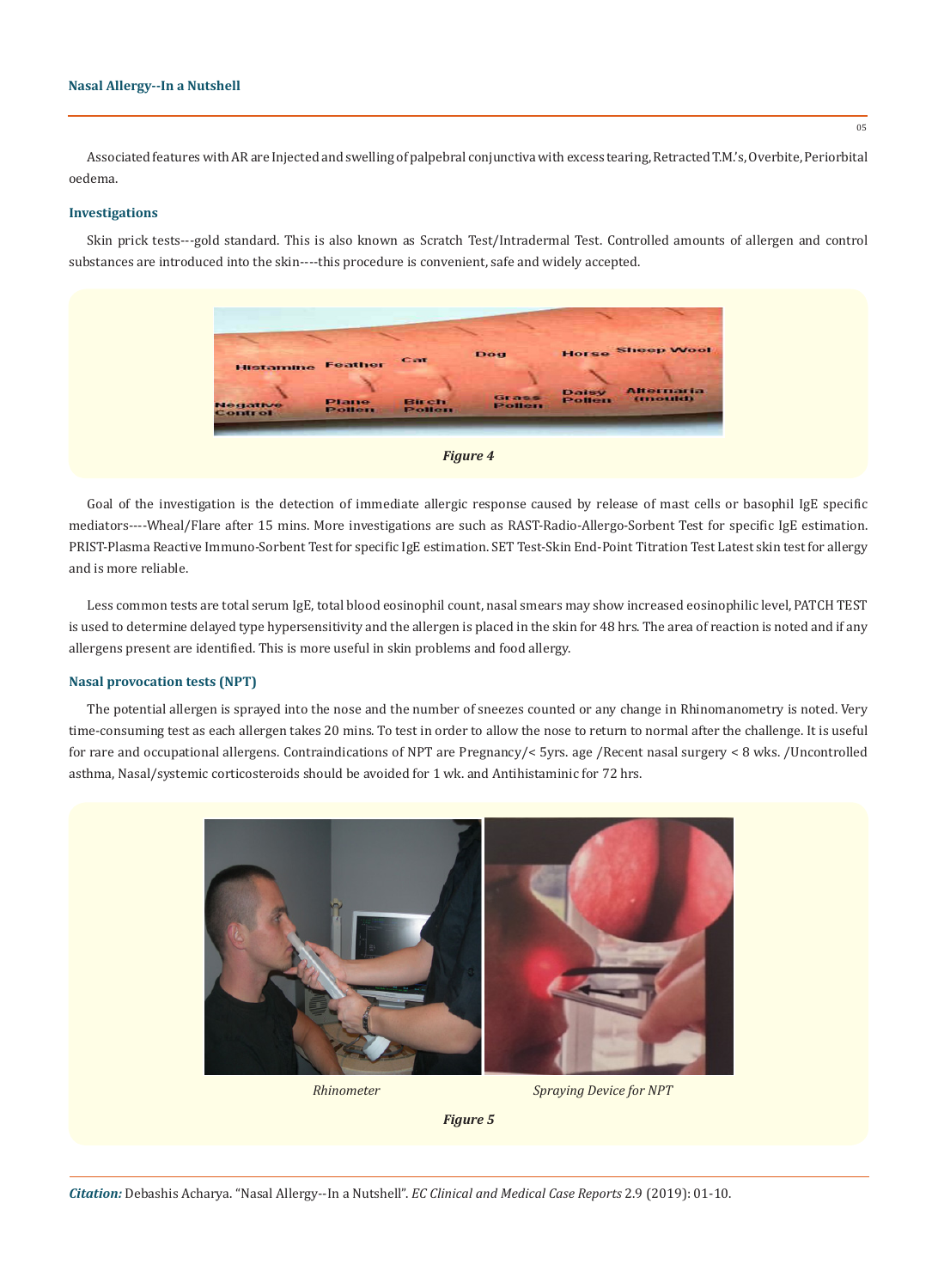Associated features with AR are Injected and swelling of palpebral conjunctiva with excess tearing, Retracted T.M.'s, Overbite, Periorbital oedema.

## Investigations

Skin prick tests---gold standard. This is also known as Scratch Test/Intradermal Test. Controlled amounts of allergen and control substances are introduced into the skin----this procedure is convenient, safe and widely accepted.

*Figure 4*

Goal of the investigation is the detection of immediate allergic response caused by release of mast cells or basophil IgE specific mediators----Wheal/Flare after 15 mins. More investigations are such as RAST-Radio-Allergo-Sorbent Test for specific IgE estimation. PRIST-Plasma Reactive Immuno-Sorbent Test for specific IgE estimation. SET Test-Skin End-Point Titration Test Latest skin test for allergy and is more reliable.

Less common tests are total serum IgE, total blood eosinophil count, nasal smears may show increased eosinophilic level, PATCH TEST is used to determine delayed type hypersensitivity and the allergen is placed in the skin for 48 hrs. The area of reaction is noted and if any allergens present are identified. This is more useful in skin problems and food allergy.

## Nasal provocation tests (NPT)

The potential allergen is sprayed into the nose and the number of sneezes counted or any change in Rhinomanometry is noted. Very time-consuming test as each allergen takes 20 mins. To test in order to allow the nose to return to normal after the challenge. It is useful for rare and occupational allergens. Contraindications of NPT are Pregnancy/< 5yrs. age /Recent nasal surgery < 8 wks. /Uncontrolled asthma, Nasal/systemic corticosteroids should be avoided for 1 wk. and Antihistaminic for 72 hrs.

*Rhinometer* *Spraying Device for NPT*

*Figure 5*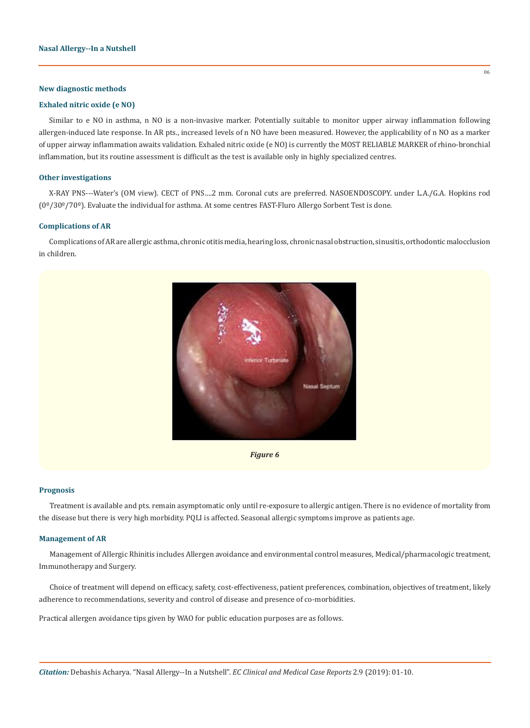### New diagnostic methods

### Exhaled nitric oxide (e NO)

Similar to e NO in asthma, n NO is a non-invasive marker. Potentially suitable to monitor upper airway inflammation following allergen-induced late response. In AR pts., increased levels of n NO have been measured. However, the applicability of n NO as a marker of upper airway inflammation awaits validation. Exhaled nitric oxide (e NO) is currently the MOST RELIABLE MARKER of rhino-bronchial inflammation, but its routine assessment is difficult as the test is available only in highly specialized centres.

### Other investigations

X-RAY PNS---Water's (OM view). CECT of PNS....2 mm. Coronal cuts are preferred. NASOENDOSCOPY. under L.A./G.A. Hopkins rod (0º/30º/70º). Evaluate the individual for asthma. At some centres FAST-Fluro Allergo Sorbent Test is done.

### Complications of AR

Complications of AR are allergic asthma, chronic otitis media, hearing loss, chronic nasal obstruction, sinusitis, orthodontic malocclusion in children.

*Figure 6*

### Prognosis

Treatment is available and pts. remain asymptomatic only until re-exposure to allergic antigen. There is no evidence of mortality from the disease but there is very high morbidity. PQLI is affected. Seasonal allergic symptoms improve as patients age.

### Management of AR

Management of Allergic Rhinitis includes Allergen avoidance and environmental control measures, Medical/pharmacologic treatment, Immunotherapy and Surgery.

Choice of treatment will depend on efficacy, safety, cost-effectiveness, patient preferences, combination, objectives of treatment, likely adherence to recommendations, severity and control of disease and presence of co-morbidities.

Practical allergen avoidance tips given by WAO for public education purposes are as follows.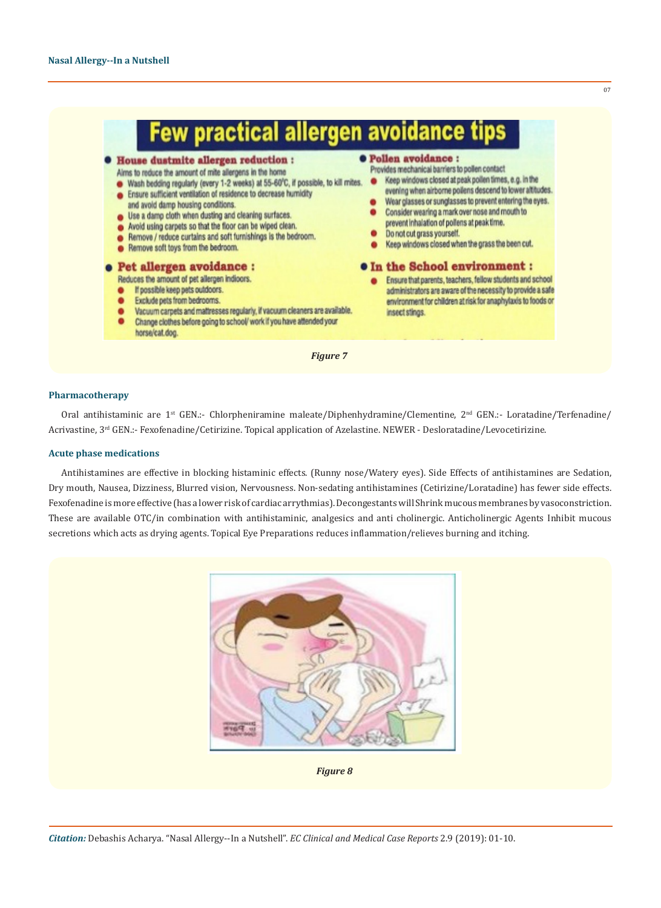Figure 7

### Pharmacotherapy

Oral antihistaminic are 1st GEN.:- Chlorpheniramine maleate/Diphenhydramine/Clementine, 2nd GEN.:- Loratadine/Terfenadine/Acrivastine, 3rd GEN.:- Fexofenadine/Cetirizine. Topical application of Azelastine. NEWER - Desloratadine/Levocetirizine.

### Acute phase medications

Antihistamines are effective in blocking histaminic effects. (Runny nose/Watery eyes). Side Effects of antihistamines are Sedation, Dry mouth, Nausea, Dizziness, Blurred vision, Nervousness. Non-sedating antihistamines (Cetirizine/Loratadine) has fewer side effects. Fexofenadine is more effective (has a lower risk of cardiac arrythmias). Decongestants will Shrink mucous membranes by vasoconstriction. These are available OTC/in combination with antihistaminic, analgesics and anti cholinergic. Anticholinergic Agents Inhibit mucous secretions which acts as drying agents. Topical Eye Preparations reduces inflammation/relieves burning and itching.

Figure 8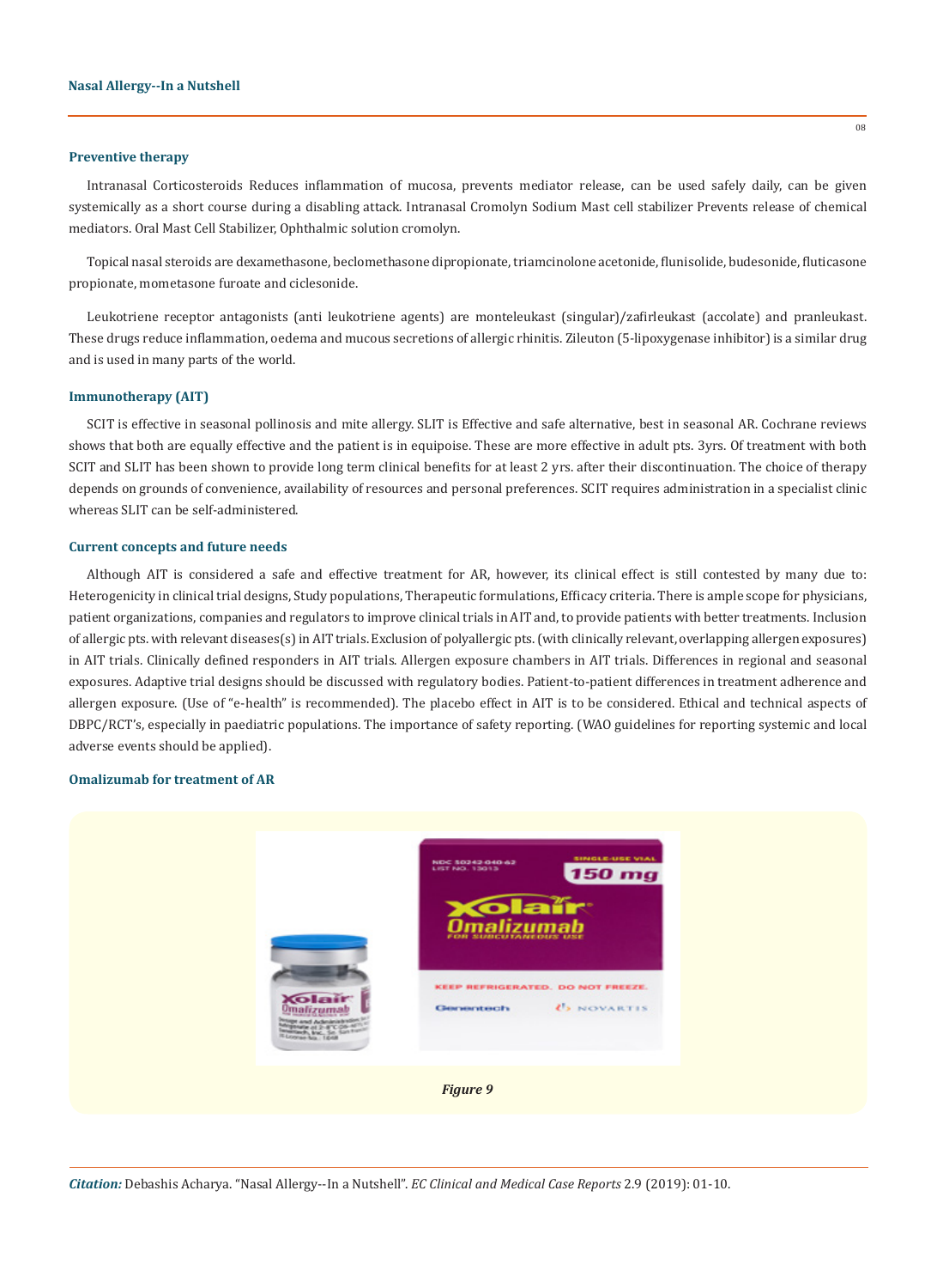### Preventive therapy

Intranasal Corticosteroids Reduces inflammation of mucosa, prevents mediator release, can be used safely daily, can be given systemically as a short course during a disabling attack. Intranasal Cromolyn Sodium Mast cell stabilizer Prevents release of chemical mediators. Oral Mast Cell Stabilizer, Ophthalmic solution cromolyn.

Topical nasal steroids are dexamethasone, beclomethasone dipropionate, triamcinolone acetonide, flunisolide, budesonide, fluticasone propionate, mometasone furoate and ciclesonide.

Leukotriene receptor antagonists (anti leukotriene agents) are monteleukast (singular)/zafirleukast (accolate) and pranleukast. These drugs reduce inflammation, oedema and mucous secretions of allergic rhinitis. Zileuton (5-lipoxygenase inhibitor) is a similar drug and is used in many parts of the world.

### Immunotherapy (AIT)

SCIT is effective in seasonal pollinosis and mite allergy. SLIT is Effective and safe alternative, best in seasonal AR. Cochrane reviews shows that both are equally effective and the patient is in equipoise. These are more effective in adult pts. 3yrs. Of treatment with both SCIT and SLIT has been shown to provide long term clinical benefits for at least 2 yrs. after their discontinuation. The choice of therapy depends on grounds of convenience, availability of resources and personal preferences. SCIT requires administration in a specialist clinic whereas SLIT can be self-administered.

### Current concepts and future needs

Although AIT is considered a safe and effective treatment for AR, however, its clinical effect is still contested by many due to: Heterogenicity in clinical trial designs, Study populations, Therapeutic formulations, Efficacy criteria. There is ample scope for physicians, patient organizations, companies and regulators to improve clinical trials in AIT and, to provide patients with better treatments. Inclusion of allergic pts. with relevant diseases(s) in AIT trials. Exclusion of polyallergic pts. (with clinically relevant, overlapping allergen exposures) in AIT trials. Clinically defined responders in AIT trials. Allergen exposure chambers in AIT trials. Differences in regional and seasonal exposures. Adaptive trial designs should be discussed with regulatory bodies. Patient-to-patient differences in treatment adherence and allergen exposure. (Use of "e-health" is recommended). The placebo effect in AIT is to be considered. Ethical and technical aspects of DBPC/RCT's, especially in paediatric populations. The importance of safety reporting. (WAO guidelines for reporting systemic and local adverse events should be applied).

### Omalizumab for treatment of AR

*Figure 9*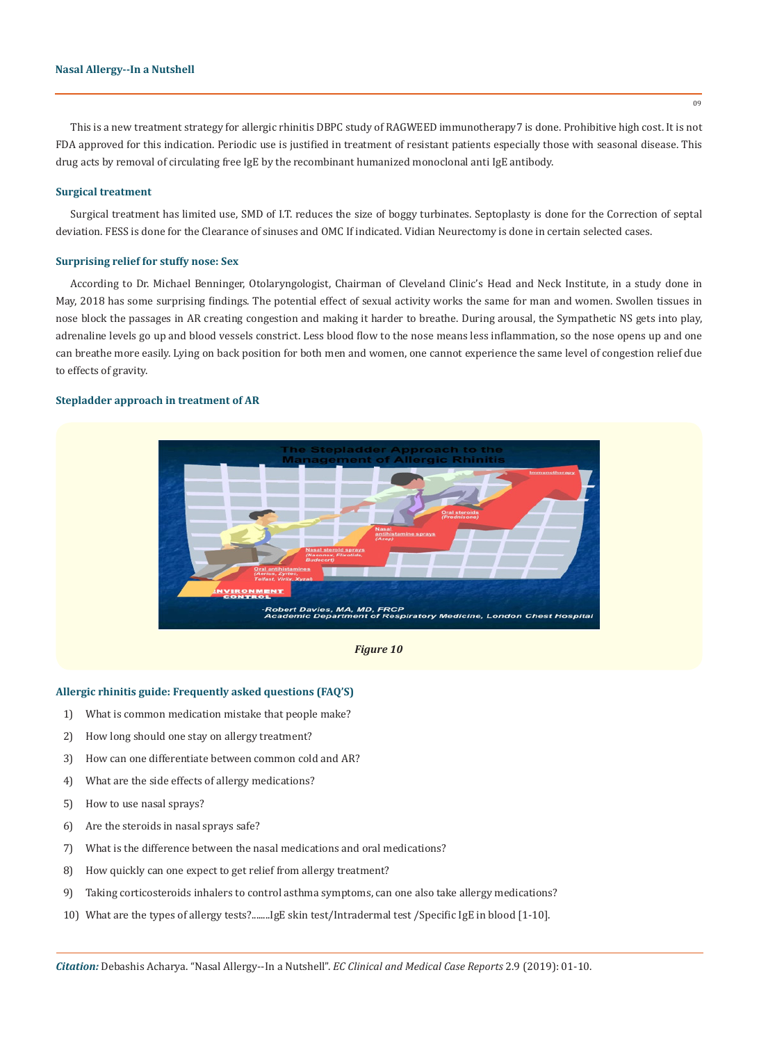This is a new treatment strategy for allergic rhinitis DBPC study of RAGWEED immunotherapy7 is done. Prohibitive high cost. It is not FDA approved for this indication. Periodic use is justified in treatment of resistant patients especially those with seasonal disease. This drug acts by removal of circulating free IgE by the recombinant humanized monoclonal anti IgE antibody.

### Surgical treatment

Surgical treatment has limited use, SMD of I.T. reduces the size of boggy turbinates. Septoplasty is done for the Correction of septal deviation. FESS is done for the Clearance of sinuses and OMC If indicated. Vidian Neurectomy is done in certain selected cases.

### Surprising relief for stuffy nose: Sex

According to Dr. Michael Benninger, Otolaryngologist, Chairman of Cleveland Clinic's Head and Neck Institute, in a study done in May, 2018 has some surprising findings. The potential effect of sexual activity works the same for man and women. Swollen tissues in nose block the passages in AR creating congestion and making it harder to breathe. During arousal, the Sympathetic NS gets into play, adrenaline levels go up and blood vessels constrict. Less blood flow to the nose means less inflammation, so the nose opens up and one can breathe more easily. Lying on back position for both men and women, one cannot experience the same level of congestion relief due to effects of gravity.

### Stepladder approach in treatment of AR

*Figure 10*

### Allergic rhinitis guide: Frequently asked questions (FAQ'S)

1) What is common medication mistake that people make?
2) How long should one stay on allergy treatment?
3) How can one differentiate between common cold and AR?
4) What are the side effects of allergy medications?
5) How to use nasal sprays?
6) Are the steroids in nasal sprays safe?
7) What is the difference between the nasal medications and oral medications?
8) How quickly can one expect to get relief from allergy treatment?
9) Taking corticosteroids inhalers to control asthma symptoms, can one also take allergy medications?
10) What are the types of allergy tests?........IgE skin test/Intradermal test /Specific IgE in blood [1-10].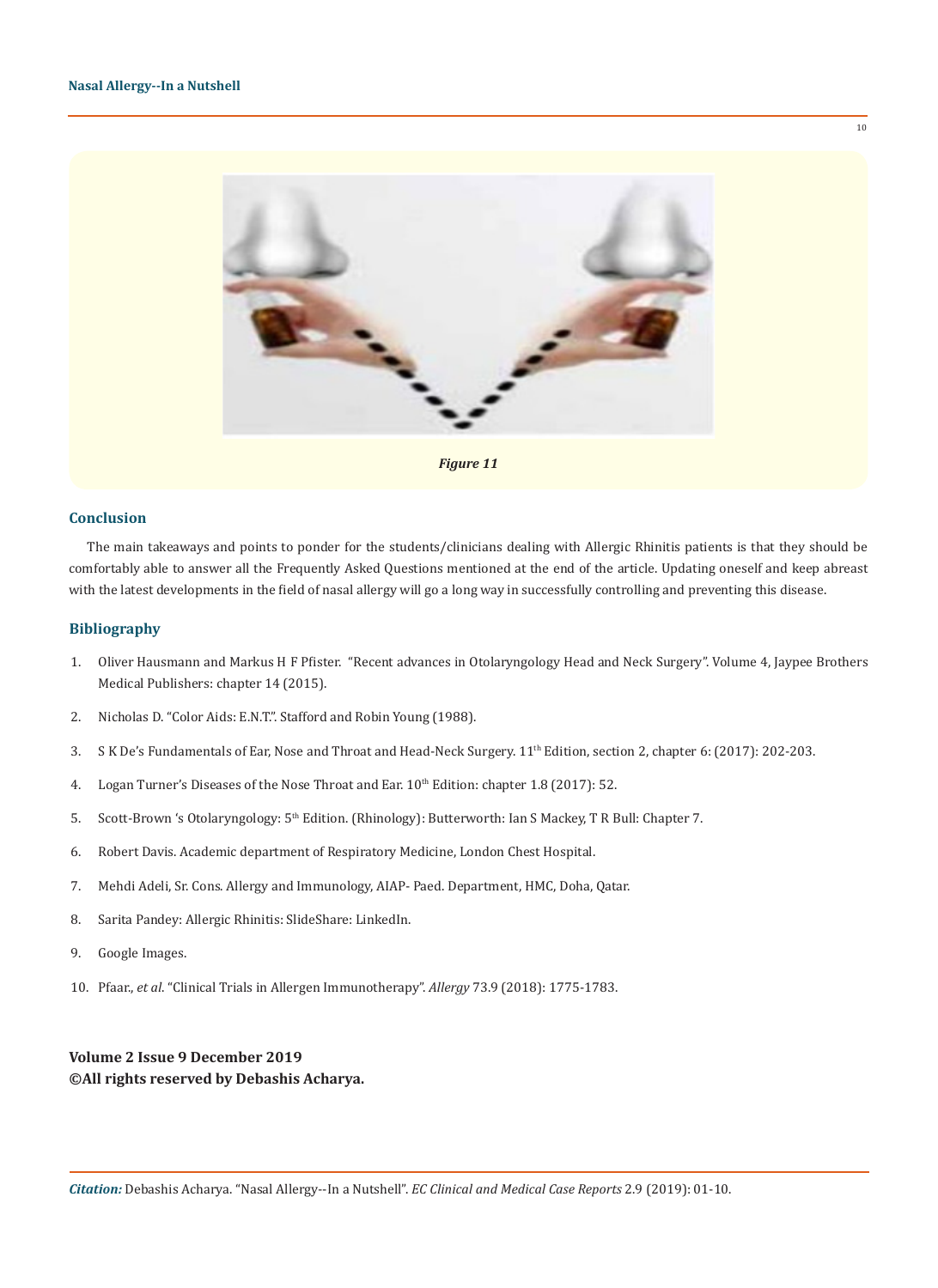*Figure 11*

## Conclusion

The main takeaways and points to ponder for the students/clinicians dealing with Allergic Rhinitis patients is that they should be comfortably able to answer all the Frequently Asked Questions mentioned at the end of the article. Updating oneself and keep abreast with the latest developments in the field of nasal allergy will go a long way in successfully controlling and preventing this disease.

## Bibliography

1. Oliver Hausmann and Markus H F Pfister. "Recent advances in Otolaryngology Head and Neck Surgery". Volume 4, Jaypee Brothers Medical Publishers: chapter 14 (2015).
2. Nicholas D. "Color Aids: E.N.T.". Stafford and Robin Young (1988).
3. S K De's Fundamentals of Ear, Nose and Throat and Head-Neck Surgery. 11th Edition, section 2, chapter 6: (2017): 202-203.
4. Logan Turner's Diseases of the Nose Throat and Ear. 10th Edition: chapter 1.8 (2017): 52.
5. Scott-Brown 's Otolaryngology: 5th Edition. (Rhinology): Butterworth: Ian S Mackey, T R Bull: Chapter 7.
6. Robert Davis. Academic department of Respiratory Medicine, London Chest Hospital.
7. Mehdi Adeli, Sr. Cons. Allergy and Immunology, AIAP- Paed. Department, HMC, Doha, Qatar.
8. Sarita Pandey: Allergic Rhinitis: SlideShare: LinkedIn.
9. Google Images.
10. Pfaar., *et al*. "Clinical Trials in Allergen Immunotherapy". *Allergy* 73.9 (2018): 1775-1783.

**Volume 2 Issue 9 December 2019**
**©All rights reserved by Debashis Acharya.**